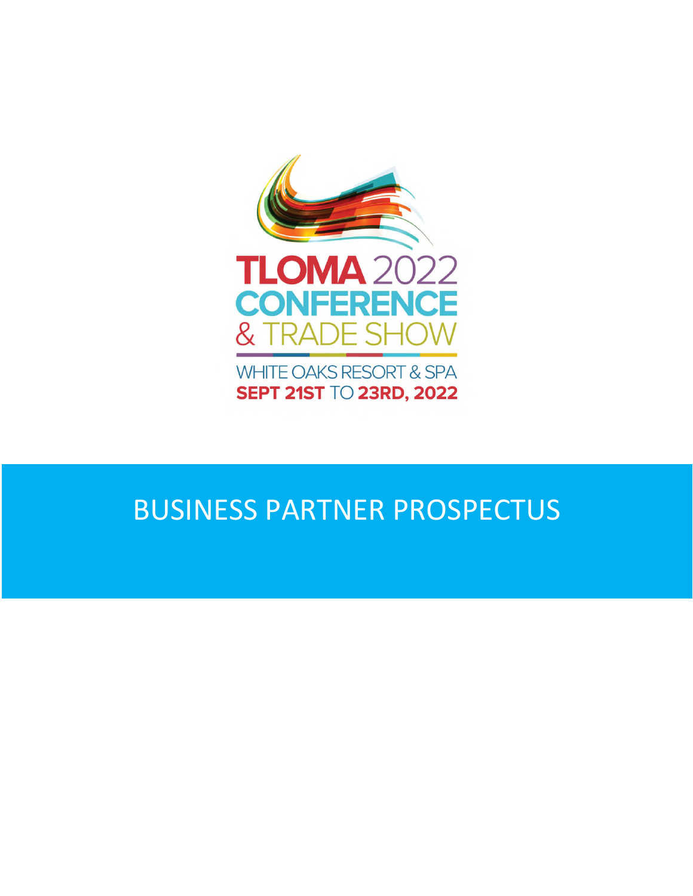# TLOMA 2022 CONFERENCE & TRADE SHOW

WHITE OAKS RESORT & SPA

**SEPT 21ST** TO **23RD, 2022**

## BUSINESS PARTNER PROSPECTUS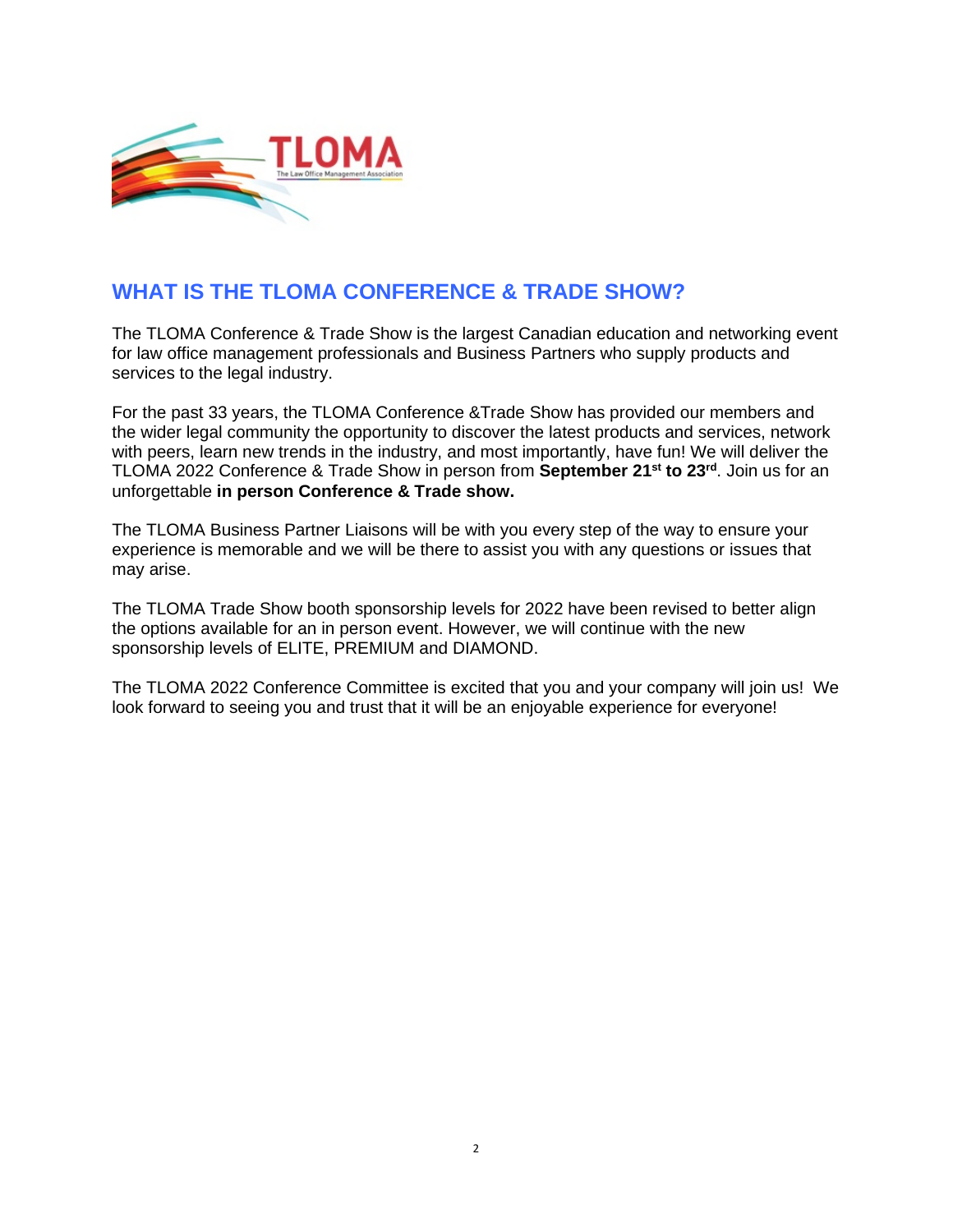## WHAT IS THE TLOMA CONFERENCE & TRADE SHOW?

The TLOMA Conference & Trade Show is the largest Canadian education and networking event for law office management professionals and Business Partners who supply products and services to the legal industry.

For the past 33 years, the TLOMA Conference &Trade Show has provided our members and the wider legal community the opportunity to discover the latest products and services, network with peers, learn new trends in the industry, and most importantly, have fun! We will deliver the TLOMA 2022 Conference & Trade Show in person from **September 21st to 23rd**. Join us for an unforgettable **in person Conference & Trade show.**

The TLOMA Business Partner Liaisons will be with you every step of the way to ensure your experience is memorable and we will be there to assist you with any questions or issues that may arise.

The TLOMA Trade Show booth sponsorship levels for 2022 have been revised to better align the options available for an in person event. However, we will continue with the new sponsorship levels of ELITE, PREMIUM and DIAMOND.

The TLOMA 2022 Conference Committee is excited that you and your company will join us! We look forward to seeing you and trust that it will be an enjoyable experience for everyone!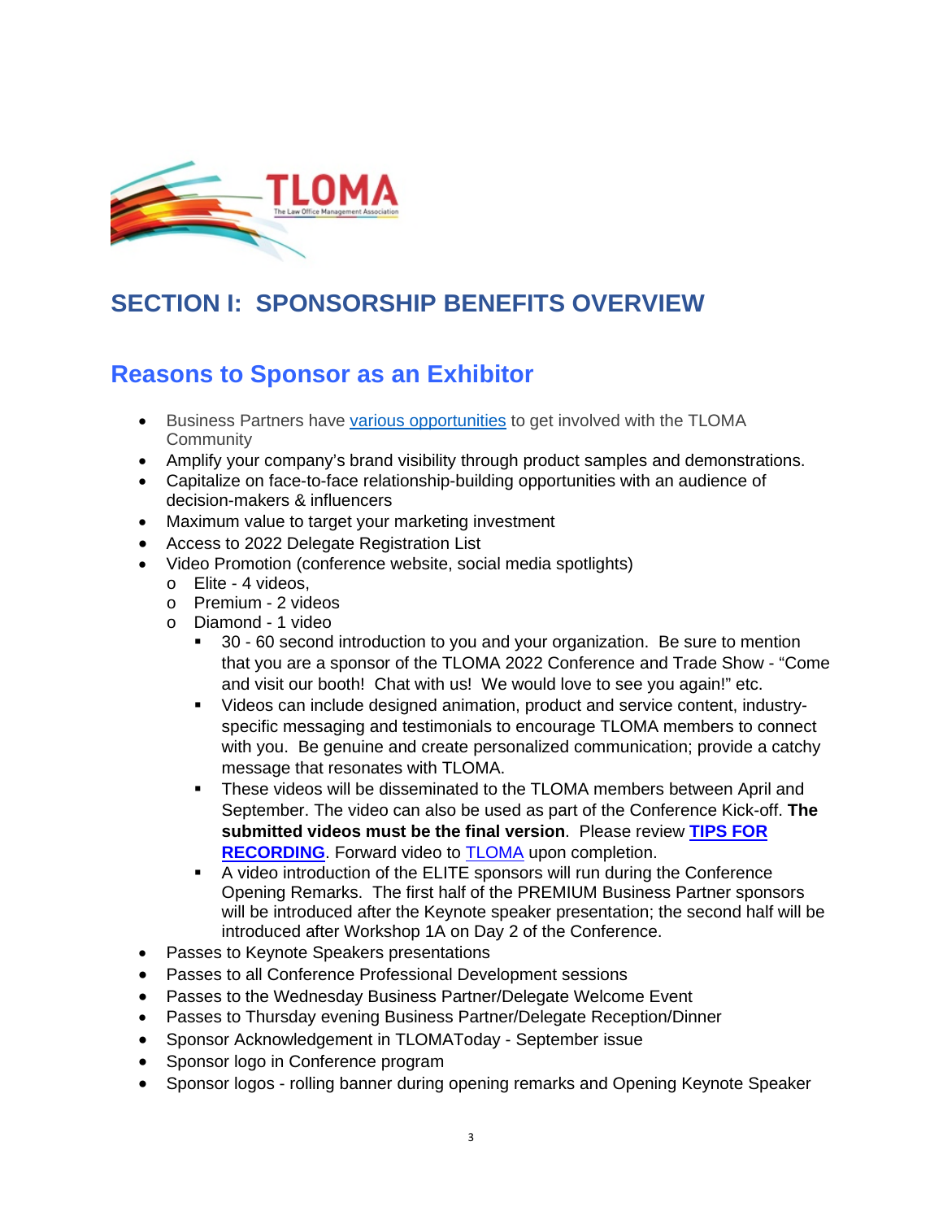# SECTION I: SPONSORSHIP BENEFITS OVERVIEW

## Reasons to Sponsor as an Exhibitor

- Business Partners have various opportunities to get involved with the TLOMA Community
- Amplify your company's brand visibility through product samples and demonstrations.
- Capitalize on face-to-face relationship-building opportunities with an audience of decision-makers & influencers
- Maximum value to target your marketing investment
- Access to 2022 Delegate Registration List
- Video Promotion (conference website, social media spotlights)
  - Elite - 4 videos,
  - Premium - 2 videos
  - Diamond - 1 video
    - 30 - 60 second introduction to you and your organization. Be sure to mention that you are a sponsor of the TLOMA 2022 Conference and Trade Show - "Come and visit our booth! Chat with us! We would love to see you again!" etc.
    - Videos can include designed animation, product and service content, industry-specific messaging and testimonials to encourage TLOMA members to connect with you. Be genuine and create personalized communication; provide a catchy message that resonates with TLOMA.
    - These videos will be disseminated to the TLOMA members between April and September. The video can also be used as part of the Conference Kick-off. **The submitted videos must be the final version**. Please review **TIPS FOR RECORDING**. Forward video to TLOMA upon completion.
    - A video introduction of the ELITE sponsors will run during the Conference Opening Remarks. The first half of the PREMIUM Business Partner sponsors will be introduced after the Keynote speaker presentation; the second half will be introduced after Workshop 1A on Day 2 of the Conference.
- Passes to Keynote Speakers presentations
- Passes to all Conference Professional Development sessions
- Passes to the Wednesday Business Partner/Delegate Welcome Event
- Passes to Thursday evening Business Partner/Delegate Reception/Dinner
- Sponsor Acknowledgement in TLOMAToday - September issue
- Sponsor logo in Conference program
- Sponsor logos - rolling banner during opening remarks and Opening Keynote Speaker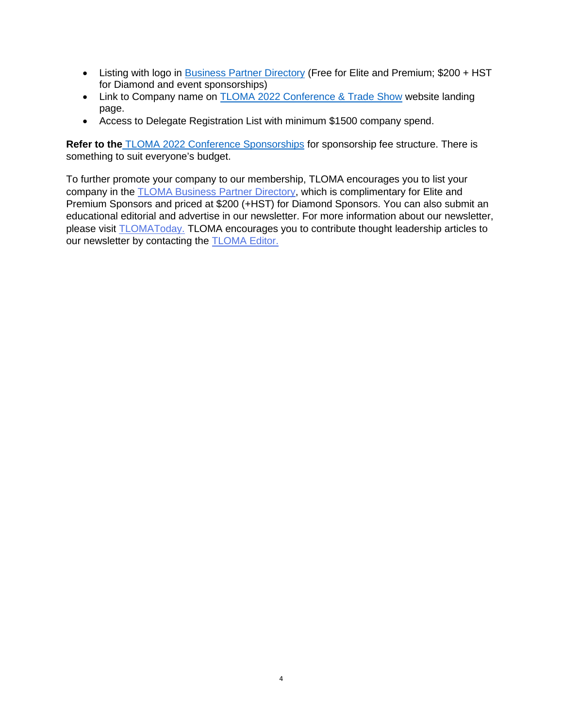- Listing with logo in Business Partner Directory (Free for Elite and Premium; $200 + HST for Diamond and event sponsorships)
- Link to Company name on TLOMA 2022 Conference & Trade Show website landing page.
- Access to Delegate Registration List with minimum $1500 company spend.

**Refer to the** TLOMA 2022 Conference Sponsorships for sponsorship fee structure. There is something to suit everyone's budget.

To further promote your company to our membership, TLOMA encourages you to list your company in the TLOMA Business Partner Directory, which is complimentary for Elite and Premium Sponsors and priced at $200 (+HST) for Diamond Sponsors. You can also submit an educational editorial and advertise in our newsletter. For more information about our newsletter, please visit TLOMAToday. TLOMA encourages you to contribute thought leadership articles to our newsletter by contacting the TLOMA Editor.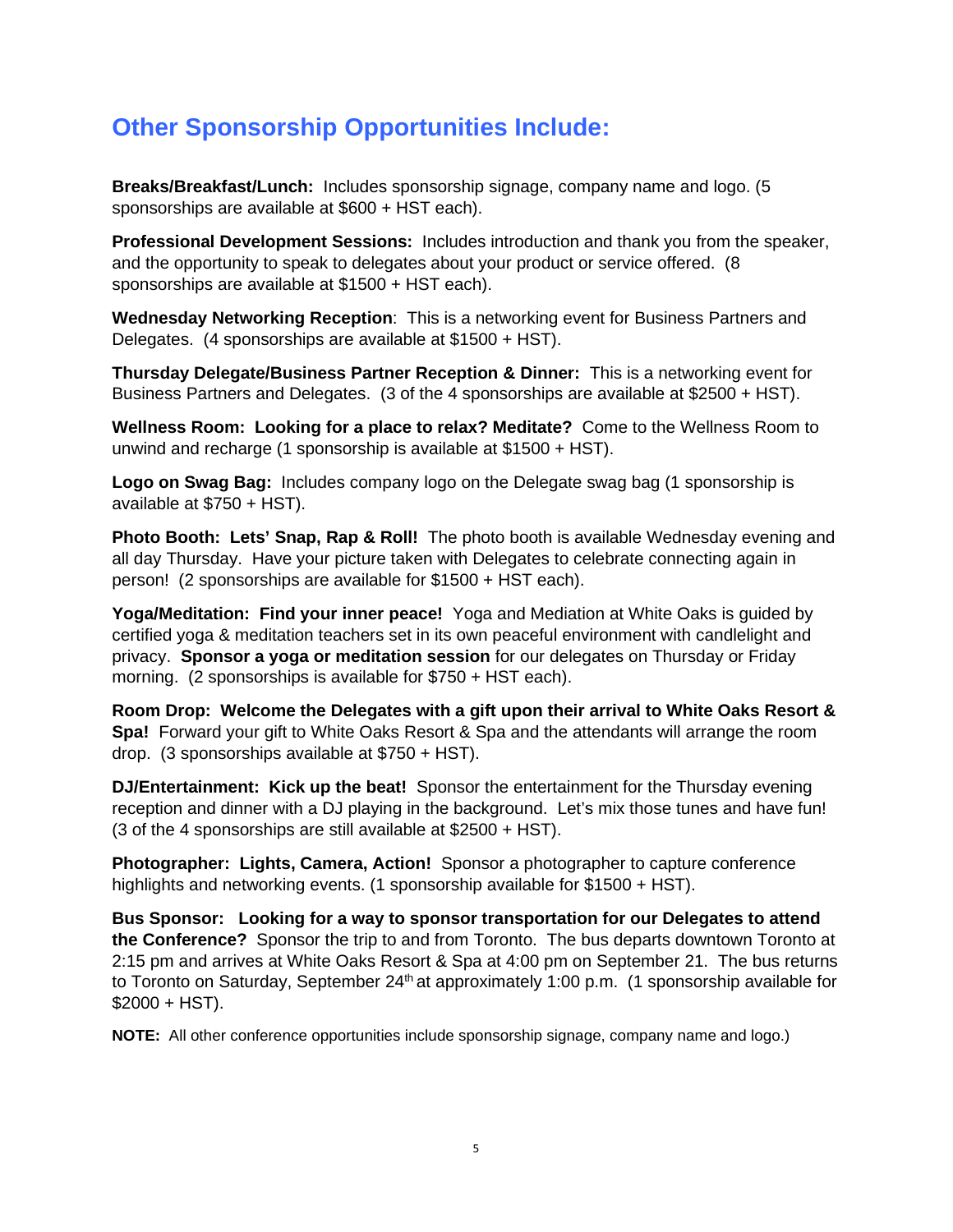## Other Sponsorship Opportunities Include:

**Breaks/Breakfast/Lunch:** Includes sponsorship signage, company name and logo. (5 sponsorships are available at $600 + HST each).

**Professional Development Sessions:** Includes introduction and thank you from the speaker, and the opportunity to speak to delegates about your product or service offered. (8 sponsorships are available at $1500 + HST each).

**Wednesday Networking Reception**: This is a networking event for Business Partners and Delegates. (4 sponsorships are available at $1500 + HST).

**Thursday Delegate/Business Partner Reception & Dinner:** This is a networking event for Business Partners and Delegates. (3 of the 4 sponsorships are available at $2500 + HST).

**Wellness Room: Looking for a place to relax? Meditate?** Come to the Wellness Room to unwind and recharge (1 sponsorship is available at $1500 + HST).

**Logo on Swag Bag:** Includes company logo on the Delegate swag bag (1 sponsorship is available at $750 + HST).

**Photo Booth: Lets' Snap, Rap & Roll!** The photo booth is available Wednesday evening and all day Thursday. Have your picture taken with Delegates to celebrate connecting again in person! (2 sponsorships are available for $1500 + HST each).

**Yoga/Meditation: Find your inner peace!** Yoga and Mediation at White Oaks is guided by certified yoga & meditation teachers set in its own peaceful environment with candlelight and privacy. **Sponsor a yoga or meditation session** for our delegates on Thursday or Friday morning. (2 sponsorships is available for $750 + HST each).

**Room Drop: Welcome the Delegates with a gift upon their arrival to White Oaks Resort & Spa!** Forward your gift to White Oaks Resort & Spa and the attendants will arrange the room drop. (3 sponsorships available at $750 + HST).

**DJ/Entertainment: Kick up the beat!** Sponsor the entertainment for the Thursday evening reception and dinner with a DJ playing in the background. Let's mix those tunes and have fun! (3 of the 4 sponsorships are still available at $2500 + HST).

**Photographer: Lights, Camera, Action!** Sponsor a photographer to capture conference highlights and networking events. (1 sponsorship available for $1500 + HST).

**Bus Sponsor: Looking for a way to sponsor transportation for our Delegates to attend the Conference?** Sponsor the trip to and from Toronto. The bus departs downtown Toronto at 2:15 pm and arrives at White Oaks Resort & Spa at 4:00 pm on September 21. The bus returns to Toronto on Saturday, September 24th at approximately 1:00 p.m. (1 sponsorship available for $2000 + HST).

**NOTE:** All other conference opportunities include sponsorship signage, company name and logo.)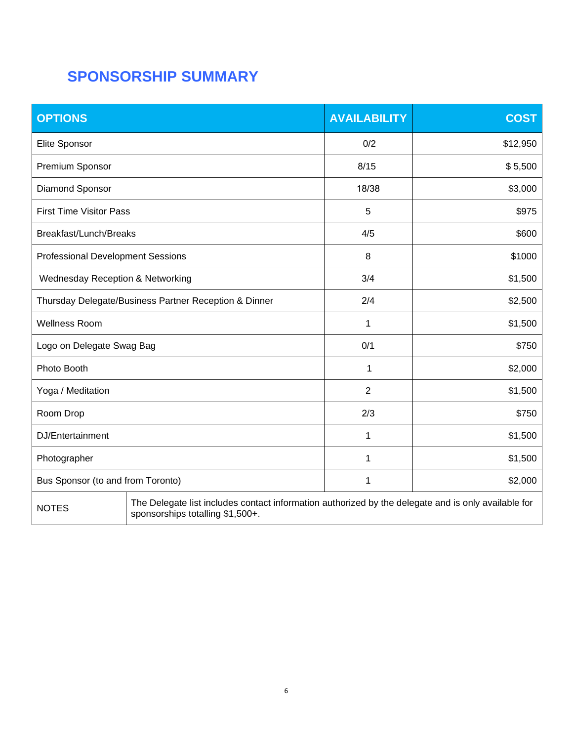## SPONSORSHIP SUMMARY

| OPTIONS | AVAILABILITY | COST |
|---|---|---|
| Elite Sponsor | 0/2 | $12,950 |
| Premium Sponsor | 8/15 | $ 5,500 |
| Diamond Sponsor | 18/38 | $3,000 |
| First Time Visitor Pass | 5 | $975 |
| Breakfast/Lunch/Breaks | 4/5 | $600 |
| Professional Development Sessions | 8 | $1000 |
| Wednesday Reception & Networking | 3/4 | $1,500 |
| Thursday Delegate/Business Partner Reception & Dinner | 2/4 | $2,500 |
| Wellness Room | 1 | $1,500 |
| Logo on Delegate Swag Bag | 0/1 | $750 |
| Photo Booth | 1 | $2,000 |
| Yoga / Meditation | 2 | $1,500 |
| Room Drop | 2/3 | $750 |
| DJ/Entertainment | 1 | $1,500 |
| Photographer | 1 | $1,500 |
| Bus Sponsor (to and from Toronto) | 1 | $2,000 |
| NOTES | The Delegate list includes contact information authorized by the delegate and is only available for sponsorships totalling $1,500+. | |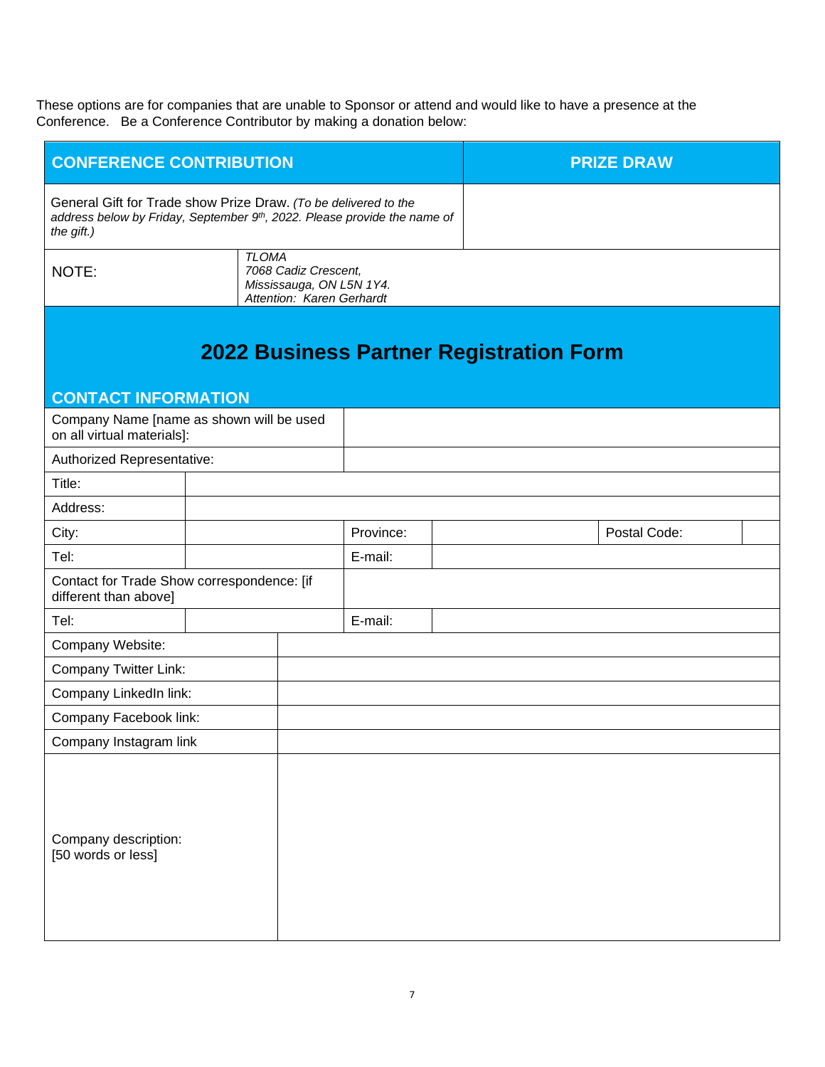These options are for companies that are unable to Sponsor or attend and would like to have a presence at the Conference. Be a Conference Contributor by making a donation below:

| CONFERENCE CONTRIBUTION | PRIZE DRAW |
|---|---|
| General Gift for Trade show Prize Draw. *(To be delivered to the address below by Friday, September 9th, 2022. Please provide the name of the gift.)* | |
| NOTE: | *TLOMA*<br>*7068 Cadiz Crescent,*<br>*Mississauga, ON L5N 1Y4.*<br>*Attention: Karen Gerhardt* |

# 2022 Business Partner Registration Form

## CONTACT INFORMATION

| | | | | | |
|---|---|---|---|---|---|
| Company Name [name as shown will be used on all virtual materials]: | | | | | |
| Authorized Representative: | | | | | |
| Title: | | | | | |
| Address: | | | | | |
| City: | | Province: | | Postal Code: | |
| Tel: | | E-mail: | | | |
| Contact for Trade Show correspondence: [if different than above] | | | | | |
| Tel: | | E-mail: | | | |
| Company Website: | | | | | |
| Company Twitter Link: | | | | | |
| Company LinkedIn link: | | | | | |
| Company Facebook link: | | | | | |
| Company Instagram link | | | | | |
| Company description:<br>[50 words or less] | | | | | |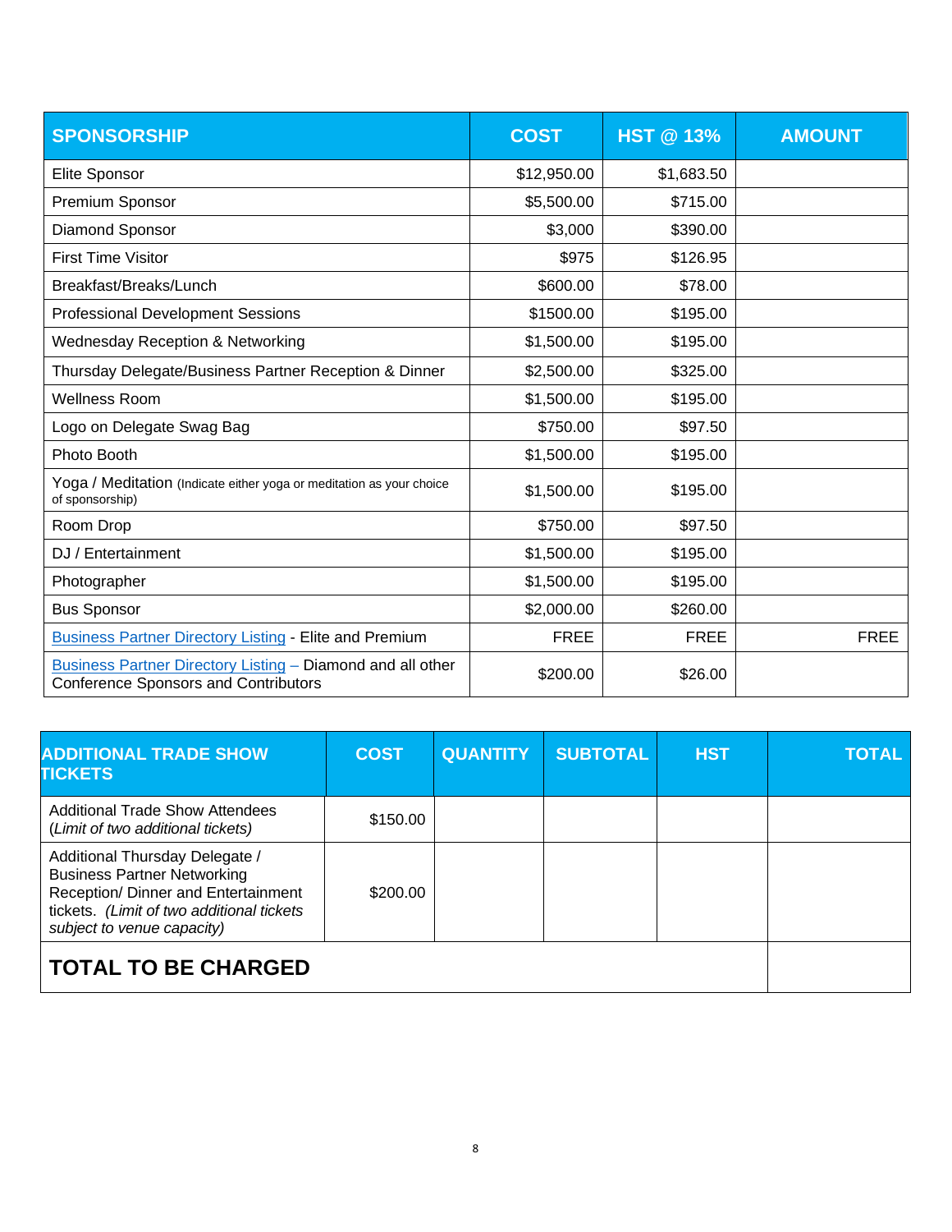| SPONSORSHIP | COST | HST @ 13% | AMOUNT |
|---|---|---|---|
| Elite Sponsor | $12,950.00 | $1,683.50 | |
| Premium Sponsor | $5,500.00 | $715.00 | |
| Diamond Sponsor | $3,000 | $390.00 | |
| First Time Visitor | $975 | $126.95 | |
| Breakfast/Breaks/Lunch | $600.00 | $78.00 | |
| Professional Development Sessions | $1500.00 | $195.00 | |
| Wednesday Reception & Networking | $1,500.00 | $195.00 | |
| Thursday Delegate/Business Partner Reception & Dinner | $2,500.00 | $325.00 | |
| Wellness Room | $1,500.00 | $195.00 | |
| Logo on Delegate Swag Bag | $750.00 | $97.50 | |
| Photo Booth | $1,500.00 | $195.00 | |
| Yoga / Meditation (Indicate either yoga or meditation as your choice of sponsorship) | $1,500.00 | $195.00 | |
| Room Drop | $750.00 | $97.50 | |
| DJ / Entertainment | $1,500.00 | $195.00 | |
| Photographer | $1,500.00 | $195.00 | |
| Bus Sponsor | $2,000.00 | $260.00 | |
| Business Partner Directory Listing - Elite and Premium | FREE | FREE | FREE |
| Business Partner Directory Listing – Diamond and all other Conference Sponsors and Contributors | $200.00 | $26.00 | |

| ADDITIONAL TRADE SHOW TICKETS | COST | QUANTITY | SUBTOTAL | HST | TOTAL |
|---|---|---|---|---|---|
| Additional Trade Show Attendees (*Limit of two additional tickets*) | $150.00 | | | | |
| Additional Thursday Delegate / Business Partner Networking Reception/ Dinner and Entertainment tickets. (*Limit of two additional tickets subject to venue capacity*) | $200.00 | | | | |
| **TOTAL TO BE CHARGED** | | | | | |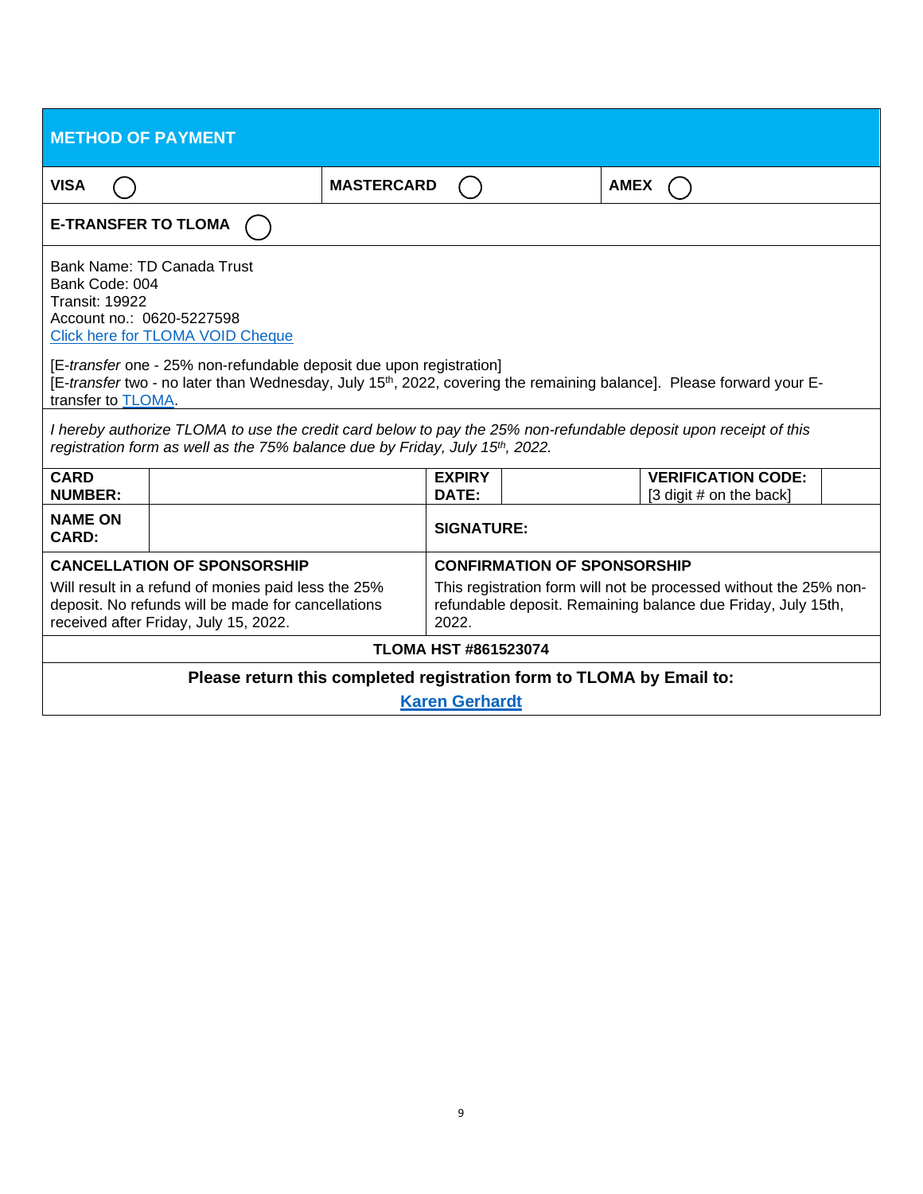## METHOD OF PAYMENT

| VISA ◯ | MASTERCARD ◯ | AMEX ◯ |
|---|---|---|

**E-TRANSFER TO TLOMA** ◯

Bank Name: TD Canada Trust
Bank Code: 004
Transit: 19922
Account no.: 0620-5227598
[Click here for TLOMA VOID Cheque](#)

[E-*transfer* one - 25% non-refundable deposit due upon registration]
[E-*transfer* two - no later than Wednesday, July 15th, 2022, covering the remaining balance]. Please forward your E-transfer to [TLOMA](#).

*I hereby authorize TLOMA to use the credit card below to pay the 25% non-refundable deposit upon receipt of this registration form as well as the 75% balance due by Friday, July 15th, 2022.*

| **CARD NUMBER:** | | **EXPIRY DATE:** | | **VERIFICATION CODE:** [3 digit # on the back] | |
|---|---|---|---|---|---|
| **NAME ON CARD:** | | **SIGNATURE:** | | | |

| **CANCELLATION OF SPONSORSHIP** | **CONFIRMATION OF SPONSORSHIP** |
|---|---|
| Will result in a refund of monies paid less the 25% deposit. No refunds will be made for cancellations received after Friday, July 15, 2022. | This registration form will not be processed without the 25% non-refundable deposit. Remaining balance due Friday, July 15th, 2022. |

**TLOMA HST #861523074**

**Please return this completed registration form to TLOMA by Email to:**

**[Karen Gerhardt](#)**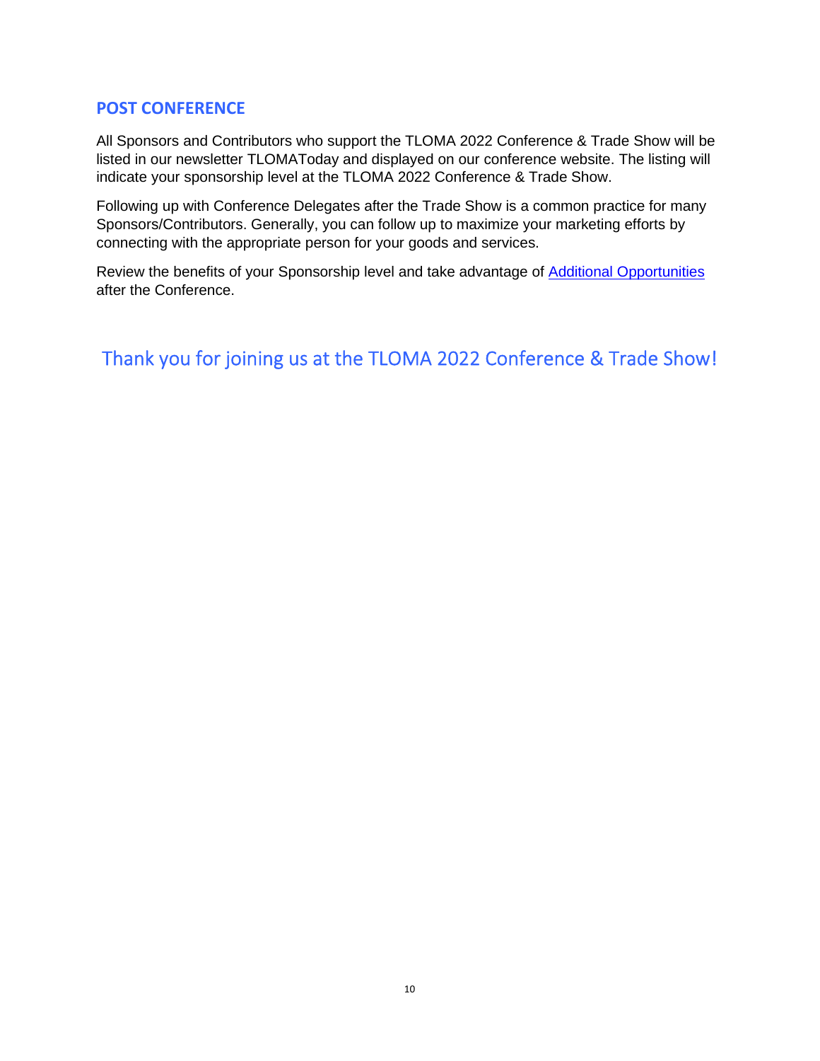## POST CONFERENCE

All Sponsors and Contributors who support the TLOMA 2022 Conference & Trade Show will be listed in our newsletter TLOMAToday and displayed on our conference website. The listing will indicate your sponsorship level at the TLOMA 2022 Conference & Trade Show.

Following up with Conference Delegates after the Trade Show is a common practice for many Sponsors/Contributors. Generally, you can follow up to maximize your marketing efforts by connecting with the appropriate person for your goods and services.

Review the benefits of your Sponsorship level and take advantage of Additional Opportunities after the Conference.

## Thank you for joining us at the TLOMA 2022 Conference & Trade Show!